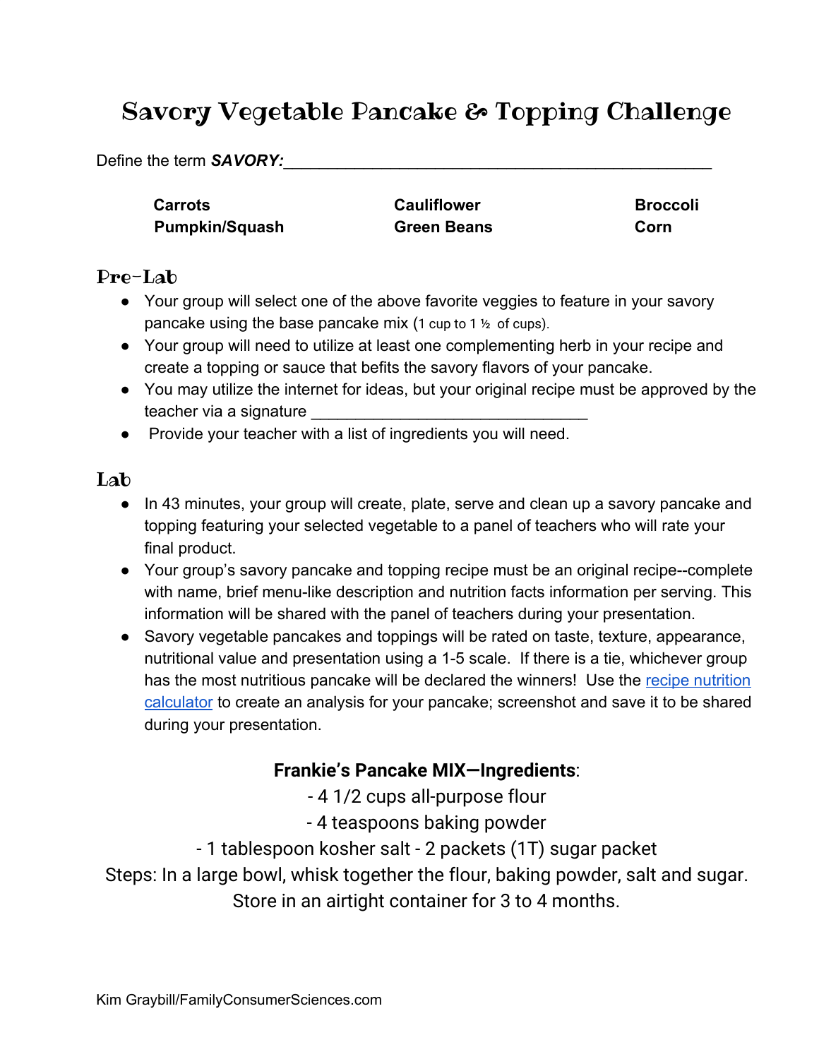# Savory Vegetable Pancake & Topping Challenge

Define the term ***SAVORY:***_______________________________________________

| | | |
|---|---|---|
| **Carrots** | **Cauliflower** | **Broccoli** |
| **Pumpkin/Squash** | **Green Beans** | **Corn** |

## Pre-Lab

- Your group will select one of the above favorite veggies to feature in your savory pancake using the base pancake mix (1 cup to 1 ½ of cups).
- Your group will need to utilize at least one complementing herb in your recipe and create a topping or sauce that befits the savory flavors of your pancake.
- You may utilize the internet for ideas, but your original recipe must be approved by the teacher via a signature ______________________________
- Provide your teacher with a list of ingredients you will need.

## Lab

- In 43 minutes, your group will create, plate, serve and clean up a savory pancake and topping featuring your selected vegetable to a panel of teachers who will rate your final product.
- Your group's savory pancake and topping recipe must be an original recipe--complete with name, brief menu-like description and nutrition facts information per serving. This information will be shared with the panel of teachers during your presentation.
- Savory vegetable pancakes and toppings will be rated on taste, texture, appearance, nutritional value and presentation using a 1-5 scale. If there is a tie, whichever group has the most nutritious pancake will be declared the winners! Use the recipe nutrition calculator to create an analysis for your pancake; screenshot and save it to be shared during your presentation.

**Frankie's Pancake MIX—Ingredients**:

- 4 1/2 cups all-purpose flour
- 4 teaspoons baking powder
- 1 tablespoon kosher salt - 2 packets (1T) sugar packet

Steps: In a large bowl, whisk together the flour, baking powder, salt and sugar. Store in an airtight container for 3 to 4 months.

Kim Graybill/FamilyConsumerSciences.com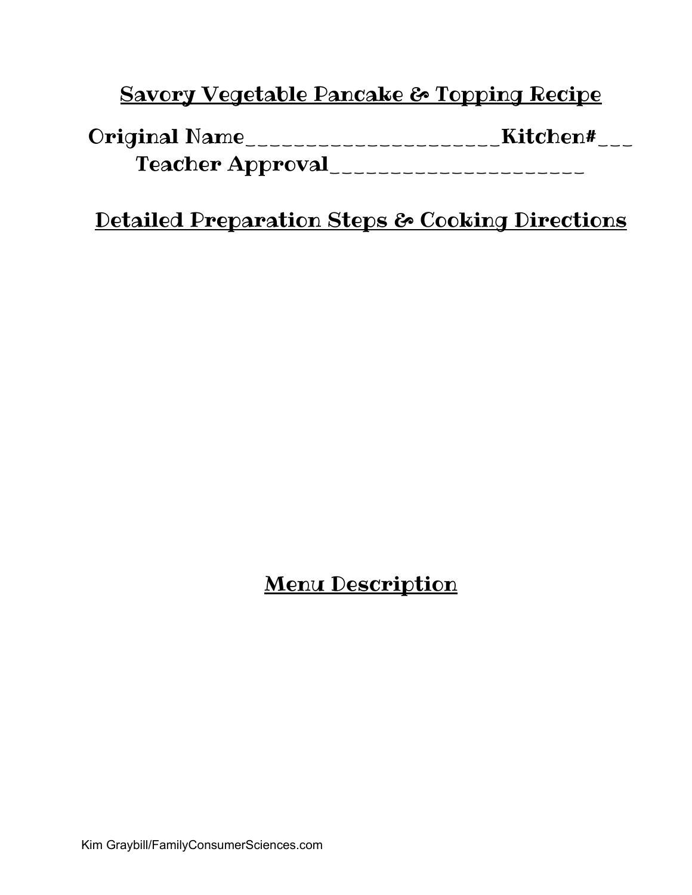## Savory Vegetable Pancake & Topping Recipe

**Original Name**_______________________**Kitchen#**___

**Teacher Approval**_______________________

## Detailed Preparation Steps & Cooking Directions

## Menu Description

Kim Graybill/FamilyConsumerSciences.com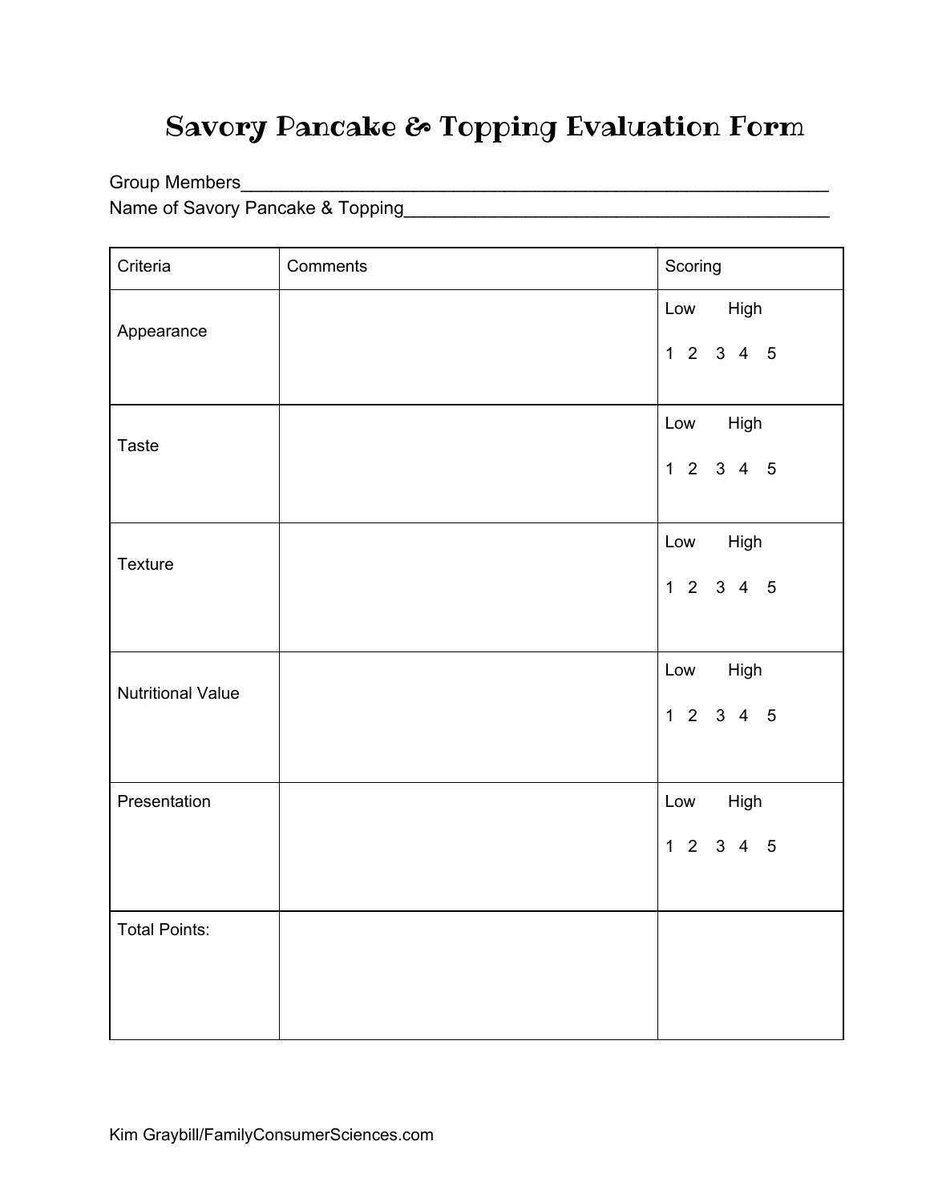# Savory Pancake & Topping Evaluation Form

Group Members_______________________________________________________________

Name of Savory Pancake & Topping____________________________________________

| Criteria | Comments | Scoring |
|---|---|---|
| Appearance | | Low High<br>1 2 3 4 5 |
| Taste | | Low High<br>1 2 3 4 5 |
| Texture | | Low High<br>1 2 3 4 5 |
| Nutritional Value | | Low High<br>1 2 3 4 5 |
| Presentation | | Low High<br>1 2 3 4 5 |
| Total Points: | | |

Kim Graybill/FamilyConsumerSciences.com